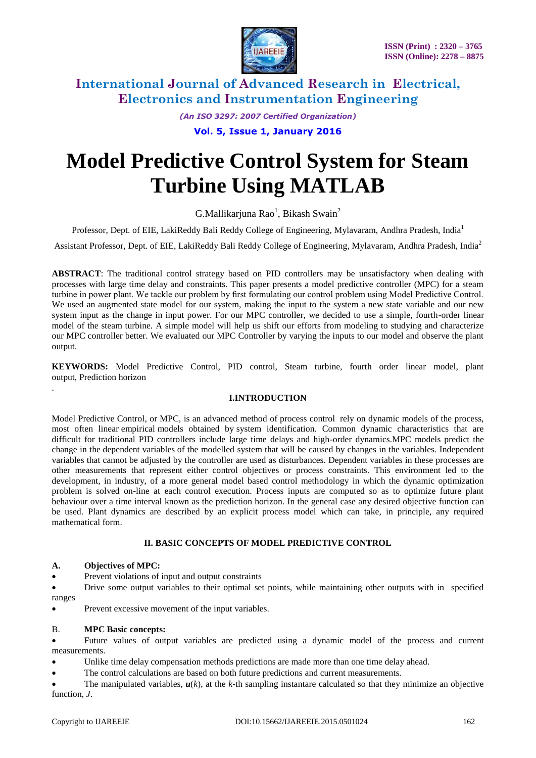# International Journal of Advanced Research in Electrical, Electronics and Instrumentation Engineering

*(An ISO 3297: 2007 Certified Organization)*

**Vol. 5, Issue 1, January 2016**

# Model Predictive Control System for Steam Turbine Using MATLAB

G.Mallikarjuna Rao[1], Bikash Swain[2]

Professor, Dept. of EIE, LakiReddy Bali Reddy College of Engineering, Mylavaram, Andhra Pradesh, India[1]

Assistant Professor, Dept. of EIE, LakiReddy Bali Reddy College of Engineering, Mylavaram, Andhra Pradesh, India[2]

**ABSTRACT**: The traditional control strategy based on PID controllers may be unsatisfactory when dealing with processes with large time delay and constraints. This paper presents a model predictive controller (MPC) for a steam turbine in power plant. We tackle our problem by first formulating our control problem using Model Predictive Control. We used an augmented state model for our system, making the input to the system a new state variable and our new system input as the change in input power. For our MPC controller, we decided to use a simple, fourth-order linear model of the steam turbine. A simple model will help us shift our efforts from modeling to studying and characterize our MPC controller better. We evaluated our MPC Controller by varying the inputs to our model and observe the plant output.

**KEYWORDS:** Model Predictive Control, PID control, Steam turbine, fourth order linear model, plant output, Prediction horizon

## I.INTRODUCTION

Model Predictive Control, or MPC, is an advanced method of process control rely on dynamic models of the process, most often linear empirical models obtained by system identification. Common dynamic characteristics that are difficult for traditional PID controllers include large time delays and high-order dynamics.MPC models predict the change in the dependent variables of the modelled system that will be caused by changes in the variables. Independent variables that cannot be adjusted by the controller are used as disturbances. Dependent variables in these processes are other measurements that represent either control objectives or process constraints. This environment led to the development, in industry, of a more general model based control methodology in which the dynamic optimization problem is solved on-line at each control execution. Process inputs are computed so as to optimize future plant behaviour over a time interval known as the prediction horizon. In the general case any desired objective function can be used. Plant dynamics are described by an explicit process model which can take, in principle, any required mathematical form.

## II. BASIC CONCEPTS OF MODEL PREDICTIVE CONTROL

### A. Objectives of MPC:

- Prevent violations of input and output constraints
- Drive some output variables to their optimal set points, while maintaining other outputs with in specified ranges
- Prevent excessive movement of the input variables.

### B. MPC Basic concepts:

- Future values of output variables are predicted using a dynamic model of the process and current measurements.
- Unlike time delay compensation methods predictions are made more than one time delay ahead.
- The control calculations are based on both future predictions and current measurements.
- The manipulated variables, $\boldsymbol{u}(k)$, at the $k$-th sampling instantare calculated so that they minimize an objective function, $J$.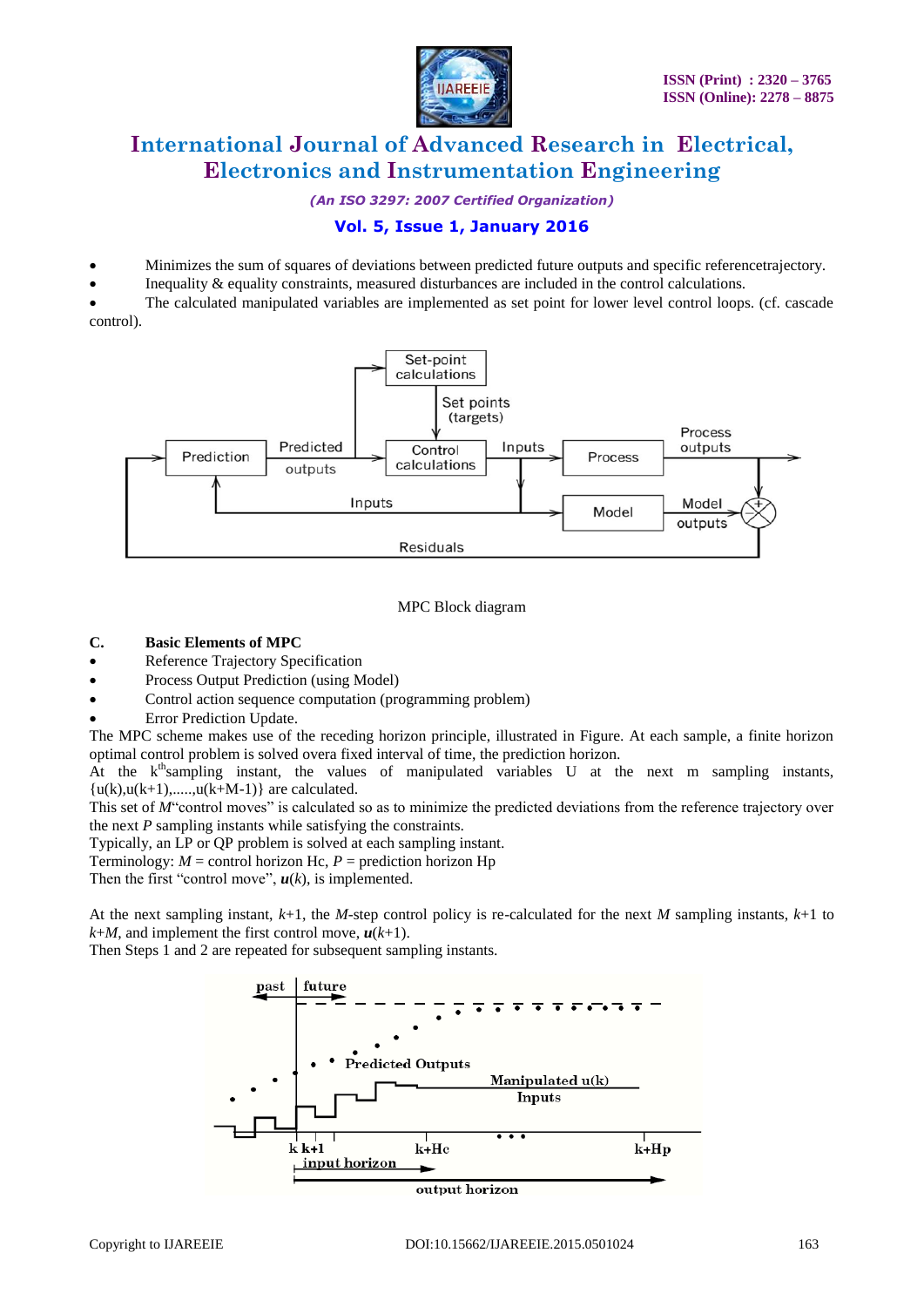- Minimizes the sum of squares of deviations between predicted future outputs and specific referencetrajectory.
- Inequality & equality constraints, measured disturbances are included in the control calculations.
- The calculated manipulated variables are implemented as set point for lower level control loops. (cf. cascade control).

MPC Block diagram

**C. Basic Elements of MPC**

- Reference Trajectory Specification
- Process Output Prediction (using Model)
- Control action sequence computation (programming problem)
- Error Prediction Update.

The MPC scheme makes use of the receding horizon principle, illustrated in Figure. At each sample, a finite horizon optimal control problem is solved overa fixed interval of time, the prediction horizon.

At the k[th]sampling instant, the values of manipulated variables U at the next m sampling instants, {u(k),u(k+1),.....,u(k+M-1)} are calculated.

This set of *M*"control moves" is calculated so as to minimize the predicted deviations from the reference trajectory over the next *P* sampling instants while satisfying the constraints.

Typically, an LP or QP problem is solved at each sampling instant.

Terminology: *M* = control horizon Hc, *P* = prediction horizon Hp

Then the first "control move", $\boldsymbol{u}(k)$, is implemented.

At the next sampling instant, $k$+1, the *M*-step control policy is re-calculated for the next *M* sampling instants, $k$+1 to $k$+*M*, and implement the first control move, $\boldsymbol{u}(k+1)$.

Then Steps 1 and 2 are repeated for subsequent sampling instants.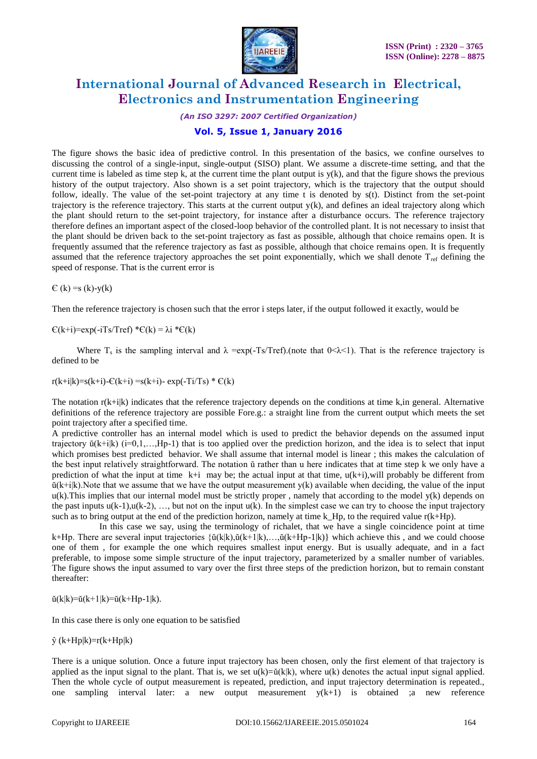The figure shows the basic idea of predictive control. In this presentation of the basics, we confine ourselves to discussing the control of a single-input, single-output (SISO) plant. We assume a discrete-time setting, and that the current time is labeled as time step k, at the current time the plant output is y(k), and that the figure shows the previous history of the output trajectory. Also shown is a set point trajectory, which is the trajectory that the output should follow, ideally. The value of the set-point trajectory at any time t is denoted by s(t). Distinct from the set-point trajectory is the reference trajectory. This starts at the current output y(k), and defines an ideal trajectory along which the plant should return to the set-point trajectory, for instance after a disturbance occurs. The reference trajectory therefore defines an important aspect of the closed-loop behavior of the controlled plant. It is not necessary to insist that the plant should be driven back to the set-point trajectory as fast as possible, although that choice remains open. It is frequently assumed that the reference trajectory as fast as possible, although that choice remains open. It is frequently assumed that the reference trajectory approaches the set point exponentially, which we shall denote $T_{ref}$ defining the speed of response. That is the current error is

$$Є(k) = s(k) - y(k)$$

Then the reference trajectory is chosen such that the error i steps later, if the output followed it exactly, would be

$$Є(k+i) = \exp(-iTs/Tref) * Є(k) = \lambda i * Є(k)$$

Where $T_s$ is the sampling interval and $\lambda = \exp(-Ts/Tref)$.(note that $0<\lambda<1$). That is the reference trajectory is defined to be

$$r(k+i|k) = s(k+i) - Є(k+i) = s(k+i) - \exp(-Ti/Ts) * Є(k)$$

The notation r(k+i|k) indicates that the reference trajectory depends on the conditions at time k,in general. Alternative definitions of the reference trajectory are possible Fore.g.: a straight line from the current output which meets the set point trajectory after a specified time.

A predictive controller has an internal model which is used to predict the behavior depends on the assumed input trajectory ŭ(k+i|k) (i=0,1,…,Hp-1) that is too applied over the prediction horizon, and the idea is to select that input which promises best predicted behavior. We shall assume that internal model is linear ; this makes the calculation of the best input relatively straightforward. The notation ŭ rather than u here indicates that at time step k we only have a prediction of what the input at time k+i may be; the actual input at that time, u(k+i),will probably be different from ŭ(k+i|k).Note that we assume that we have the output measurement y(k) available when deciding, the value of the input u(k).This implies that our internal model must be strictly proper , namely that according to the model y(k) depends on the past inputs u(k-1),u(k-2), …, but not on the input u(k). In the simplest case we can try to choose the input trajectory such as to bring output at the end of the prediction horizon, namely at time k_Hp, to the required value r(k+Hp).

In this case we say, using the terminology of richalet, that we have a single coincidence point at time k+Hp. There are several input trajectories {ŭ(k|k),ŭ(k+1|k),…,ŭ(k+Hp-1|k)} which achieve this , and we could choose one of them , for example the one which requires smallest input energy. But is usually adequate, and in a fact preferable, to impose some simple structure of the input trajectory, parameterized by a smaller number of variables. The figure shows the input assumed to vary over the first three steps of the prediction horizon, but to remain constant thereafter:

$$ŭ(k|k) = ŭ(k+1|k) = ŭ(k+Hp-1|k).$$

In this case there is only one equation to be satisfied

$$\hat{y}(k+Hp|k) = r(k+Hp|k)$$

There is a unique solution. Once a future input trajectory has been chosen, only the first element of that trajectory is applied as the input signal to the plant. That is, we set u(k)=ŭ(k|k), where u(k) denotes the actual input signal applied. Then the whole cycle of output measurement is repeated, prediction, and input trajectory determination is repeated., one sampling interval later: a new output measurement y(k+1) is obtained ;a new reference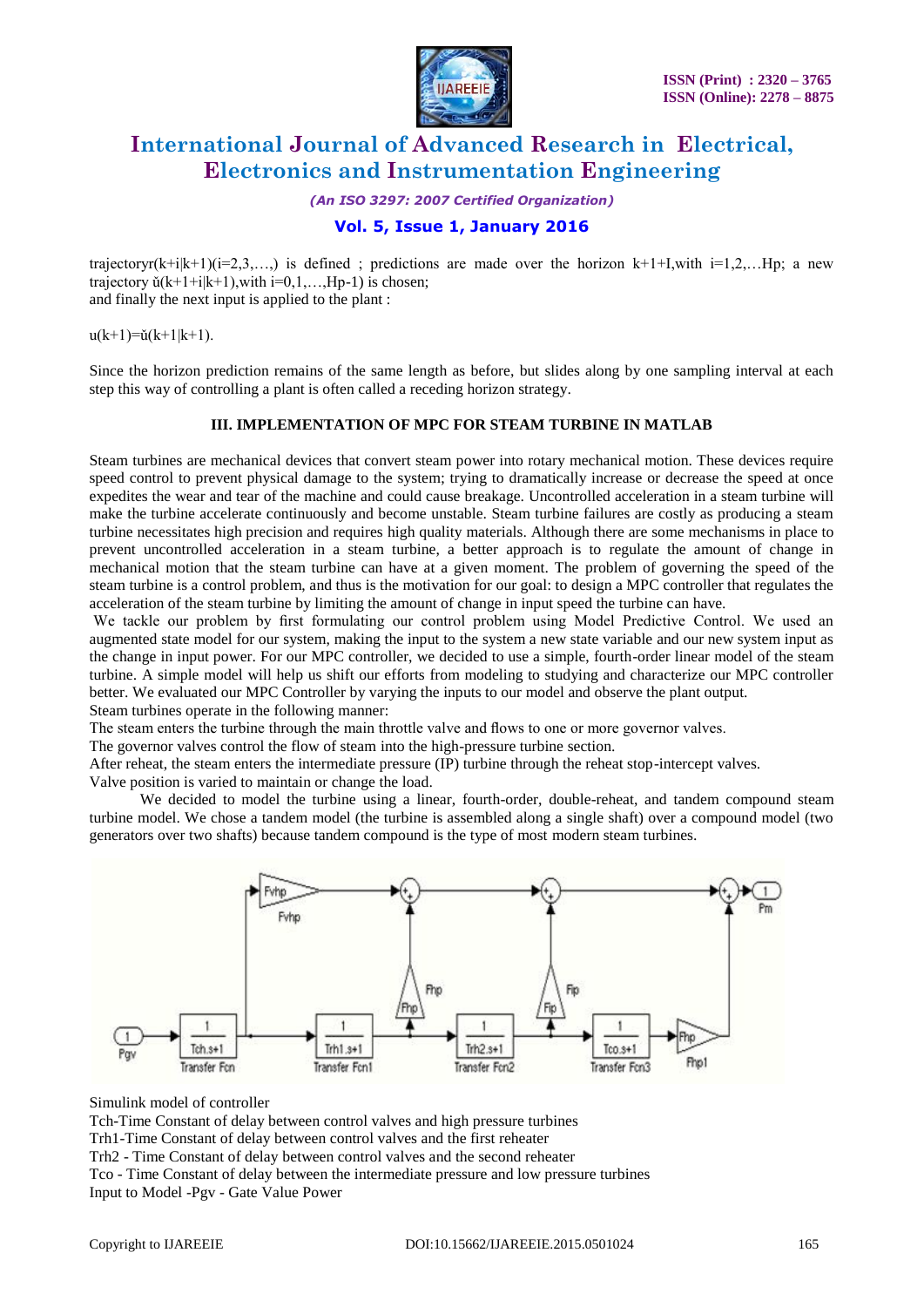trajectory $r(k+i|k+1)(i=2,3,\ldots,)$ is defined ; predictions are made over the horizon $k+1+I$, with $i=1,2,\ldots Hp$; a new trajectory $\check{u}(k+1+i|k+1)$, with $i=0,1,\ldots,Hp-1)$ is chosen;
and finally the next input is applied to the plant :

$u(k+1)=\check{u}(k+1|k+1)$.

Since the horizon prediction remains of the same length as before, but slides along by one sampling interval at each step this way of controlling a plant is often called a receding horizon strategy.

## III. IMPLEMENTATION OF MPC FOR STEAM TURBINE IN MATLAB

Steam turbines are mechanical devices that convert steam power into rotary mechanical motion. These devices require speed control to prevent physical damage to the system; trying to dramatically increase or decrease the speed at once expedites the wear and tear of the machine and could cause breakage. Uncontrolled acceleration in a steam turbine will make the turbine accelerate continuously and become unstable. Steam turbine failures are costly as producing a steam turbine necessitates high precision and requires high quality materials. Although there are some mechanisms in place to prevent uncontrolled acceleration in a steam turbine, a better approach is to regulate the amount of change in mechanical motion that the steam turbine can have at a given moment. The problem of governing the speed of the steam turbine is a control problem, and thus is the motivation for our goal: to design a MPC controller that regulates the acceleration of the steam turbine by limiting the amount of change in input speed the turbine can have.

We tackle our problem by first formulating our control problem using Model Predictive Control. We used an augmented state model for our system, making the input to the system a new state variable and our new system input as the change in input power. For our MPC controller, we decided to use a simple, fourth-order linear model of the steam turbine. A simple model will help us shift our efforts from modeling to studying and characterize our MPC controller better. We evaluated our MPC Controller by varying the inputs to our model and observe the plant output.

Steam turbines operate in the following manner:

The steam enters the turbine through the main throttle valve and flows to one or more governor valves.

The governor valves control the flow of steam into the high-pressure turbine section.

After reheat, the steam enters the intermediate pressure (IP) turbine through the reheat stop-intercept valves.

Valve position is varied to maintain or change the load.

We decided to model the turbine using a linear, fourth-order, double-reheat, and tandem compound steam turbine model. We chose a tandem model (the turbine is assembled along a single shaft) over a compound model (two generators over two shafts) because tandem compound is the type of most modern steam turbines.

Simulink model of controller

Tch-Time Constant of delay between control valves and high pressure turbines

Trh1-Time Constant of delay between control valves and the first reheater

Trh2 - Time Constant of delay between control valves and the second reheater

Tco - Time Constant of delay between the intermediate pressure and low pressure turbines

Input to Model -Pgv - Gate Value Power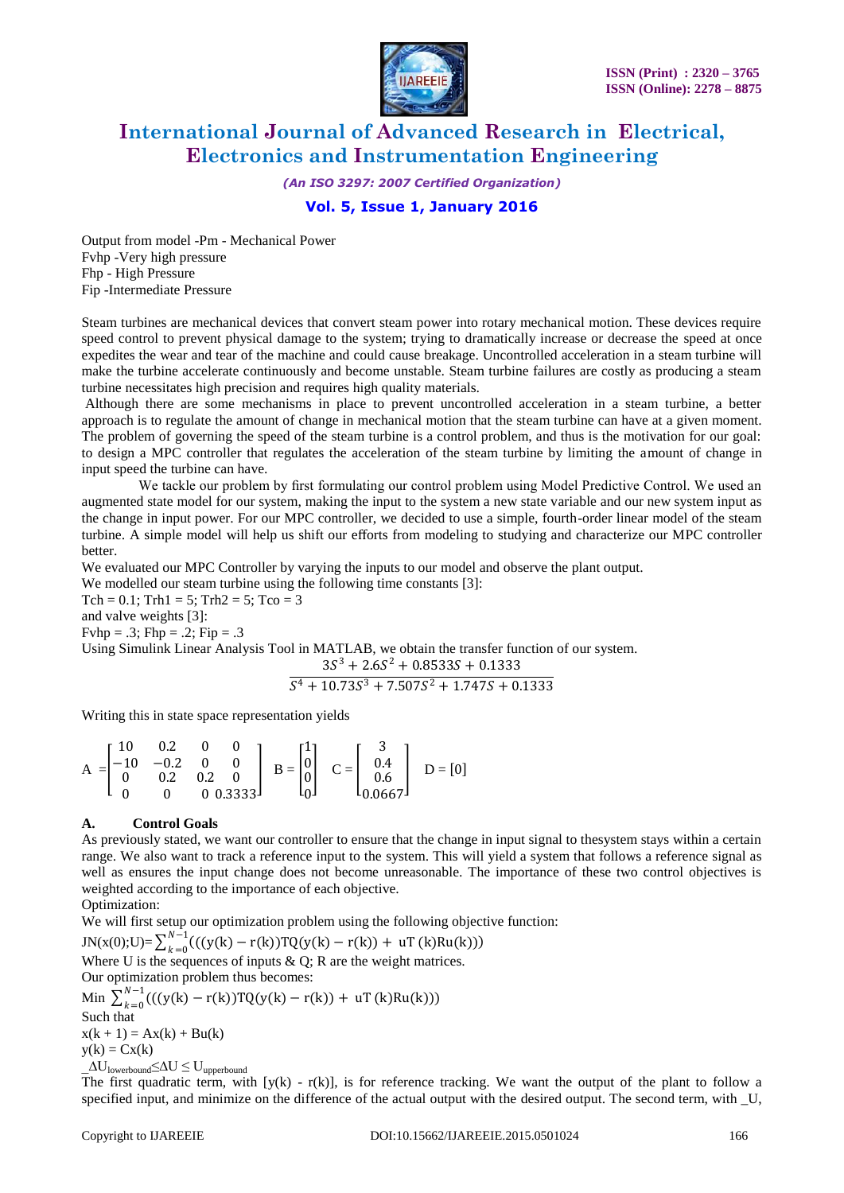Output from model -Pm - Mechanical Power
Fvhp -Very high pressure
Fhp - High Pressure
Fip -Intermediate Pressure

Steam turbines are mechanical devices that convert steam power into rotary mechanical motion. These devices require speed control to prevent physical damage to the system; trying to dramatically increase or decrease the speed at once expedites the wear and tear of the machine and could cause breakage. Uncontrolled acceleration in a steam turbine will make the turbine accelerate continuously and become unstable. Steam turbine failures are costly as producing a steam turbine necessitates high precision and requires high quality materials.

Although there are some mechanisms in place to prevent uncontrolled acceleration in a steam turbine, a better approach is to regulate the amount of change in mechanical motion that the steam turbine can have at a given moment. The problem of governing the speed of the steam turbine is a control problem, and thus is the motivation for our goal: to design a MPC controller that regulates the acceleration of the steam turbine by limiting the amount of change in input speed the turbine can have.

We tackle our problem by first formulating our control problem using Model Predictive Control. We used an augmented state model for our system, making the input to the system a new state variable and our new system input as the change in input power. For our MPC controller, we decided to use a simple, fourth-order linear model of the steam turbine. A simple model will help us shift our efforts from modeling to studying and characterize our MPC controller better.

We evaluated our MPC Controller by varying the inputs to our model and observe the plant output.

We modelled our steam turbine using the following time constants [3]:

Tch = 0.1; Trh1 = 5; Trh2 = 5; Tco = 3

and valve weights [3]:

Fvhp = .3; Fhp = .2; Fip = .3

Using Simulink Linear Analysis Tool in MATLAB, we obtain the transfer function of our system.

$$\frac{3S^3 + 2.6S^2 + 0.8533S + 0.1333}{S^4 + 10.73S^3 + 7.507S^2 + 1.747S + 0.1333}$$

Writing this in state space representation yields

$$A = \begin{bmatrix} 10 & 0.2 & 0 & 0 \\ -10 & -0.2 & 0 & 0 \\ 0 & 0.2 & 0.2 & 0 \\ 0 & 0 & 0 & 0.3333 \end{bmatrix} \quad B = \begin{bmatrix} 1 \\ 0 \\ 0 \\ 0 \end{bmatrix} \quad C = \begin{bmatrix} 3 \\ 0.4 \\ 0.6 \\ 0.0667 \end{bmatrix} \quad D = [0]$$

### A. Control Goals

As previously stated, we want our controller to ensure that the change in input signal to thesystem stays within a certain range. We also want to track a reference input to the system. This will yield a system that follows a reference signal as well as ensures the input change does not become unreasonable. The importance of these two control objectives is weighted according to the importance of each objective.

Optimization:

We will first setup our optimization problem using the following objective function:

$$JN(x(0);U)= \sum_{k=0}^{N-1}(((y(k) - r(k))TQ(y(k) - r(k)) + uT(k)Ru(k)))$$

Where U is the sequences of inputs & Q; R are the weight matrices.

Our optimization problem thus becomes:

$$\text{Min} \sum_{k=0}^{N-1}(((y(k) - r(k))TQ(y(k) - r(k)) + uT(k)Ru(k)))$$

Such that

$x(k + 1) = Ax(k) + Bu(k)$

$y(k) = Cx(k)$

$\_\Delta U_{lowerbound} \leq \Delta U \leq U_{upperbound}$

The first quadratic term, with [y(k) - r(k)], is for reference tracking. We want the output of the plant to follow a specified input, and minimize on the difference of the actual output with the desired output. The second term, with _U,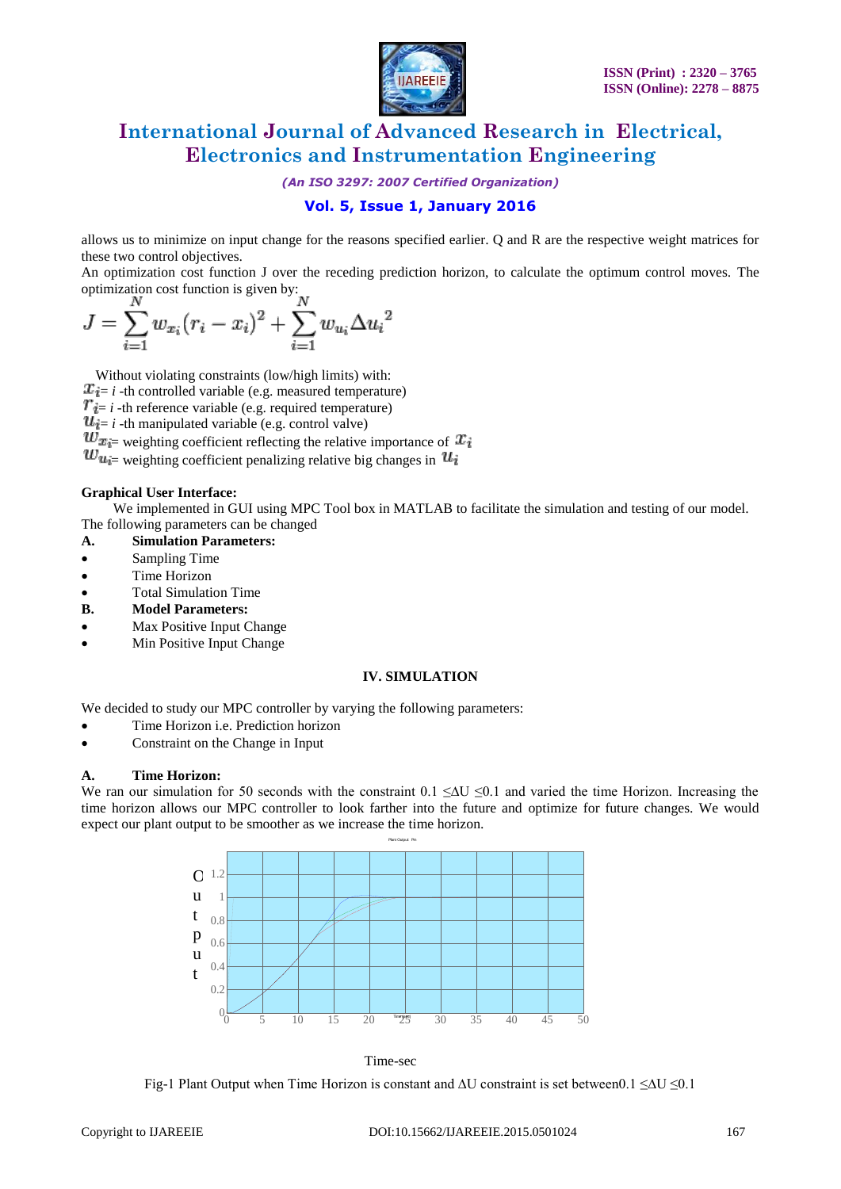allows us to minimize on input change for the reasons specified earlier. Q and R are the respective weight matrices for these two control objectives.

An optimization cost function J over the receding prediction horizon, to calculate the optimum control moves. The optimization cost function is given by:

$$J = \sum_{i=1}^{N} w_{x_i}(r_i - x_i)^2 + \sum_{i=1}^{N} w_{u_i}\Delta {u_i}^2$$

Without violating constraints (low/high limits) with:

$x_i$= $i$ -th controlled variable (e.g. measured temperature)
$r_i$= $i$ -th reference variable (e.g. required temperature)
$u_i$= $i$ -th manipulated variable (e.g. control valve)
$w_{x_i}$= weighting coefficient reflecting the relative importance of $x_i$
$w_{u_i}$= weighting coefficient penalizing relative big changes in $u_i$

**Graphical User Interface:**

We implemented in GUI using MPC Tool box in MATLAB to facilitate the simulation and testing of our model. The following parameters can be changed

**A. Simulation Parameters:**

- Sampling Time
- Time Horizon
- Total Simulation Time

**B. Model Parameters:**

- Max Positive Input Change
- Min Positive Input Change

## IV. SIMULATION

We decided to study our MPC controller by varying the following parameters:

- Time Horizon i.e. Prediction horizon
- Constraint on the Change in Input

### A. Time Horizon:

We ran our simulation for 50 seconds with the constraint 0.1 ≤ΔU ≤0.1 and varied the time Horizon. Increasing the time horizon allows our MPC controller to look farther into the future and optimize for future changes. We would expect our plant output to be smoother as we increase the time horizon.

Fig-1 Plant Output when Time Horizon is constant and ΔU constraint is set between0.1 ≤ΔU ≤0.1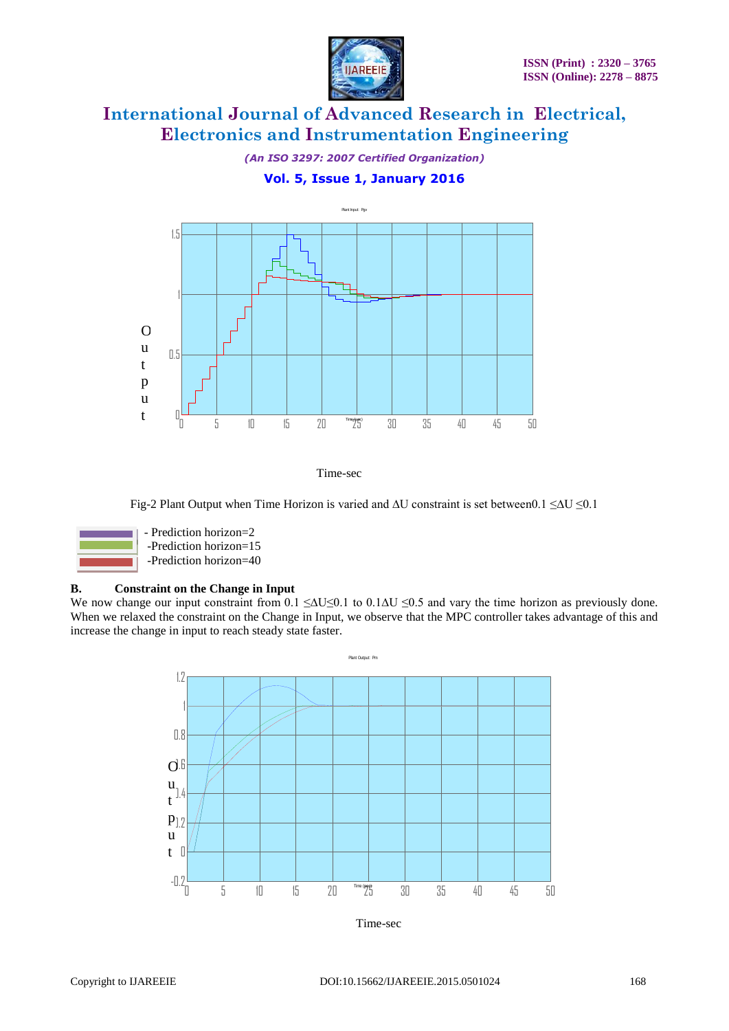Time-sec

Fig-2 Plant Output when Time Horizon is varied and ΔU constraint is set between0.1 ≤ΔU ≤0.1

- Prediction horizon=2
- Prediction horizon=15
- Prediction horizon=40

### B. Constraint on the Change in Input

We now change our input constraint from 0.1 ≤ΔU≤0.1 to 0.1ΔU ≤0.5 and vary the time horizon as previously done. When we relaxed the constraint on the Change in Input, we observe that the MPC controller takes advantage of this and increase the change in input to reach steady state faster.

Time-sec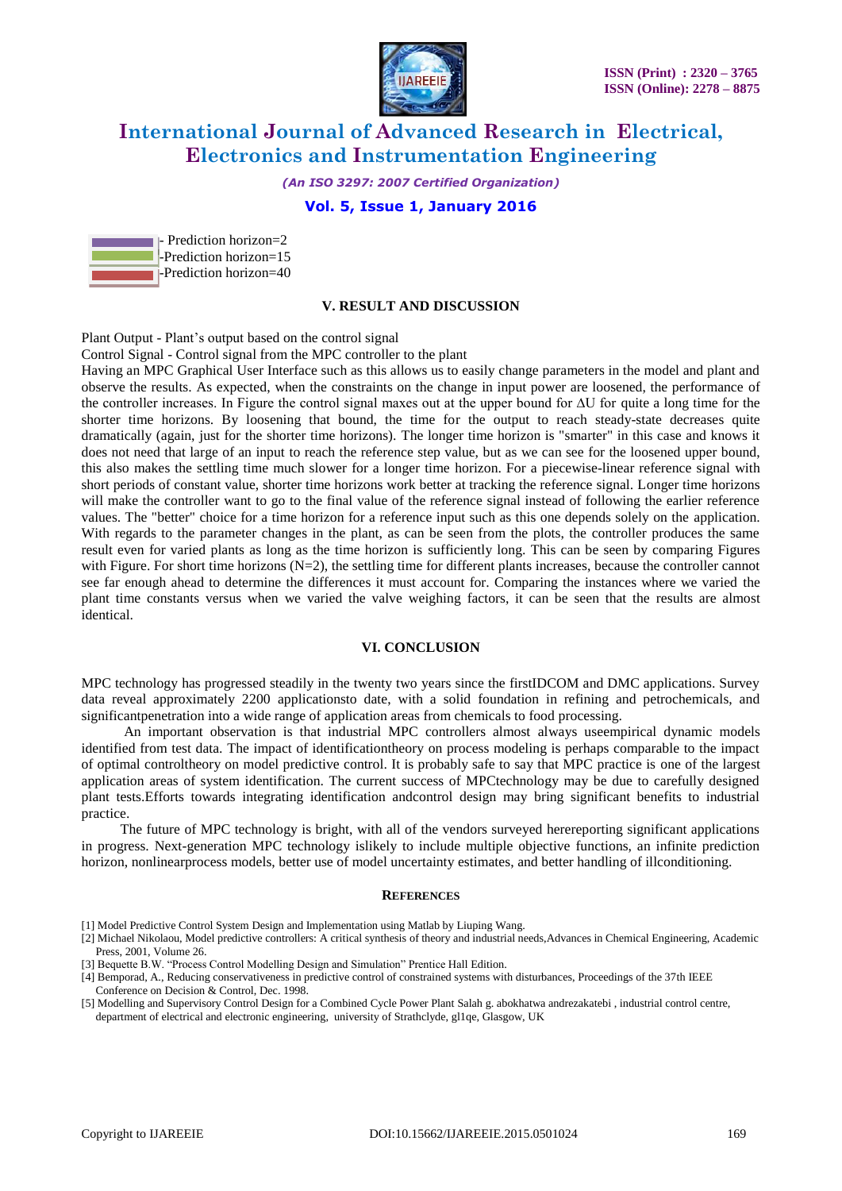- Prediction horizon=2

-Prediction horizon=15

-Prediction horizon=40

### V. RESULT AND DISCUSSION

Plant Output - Plant's output based on the control signal

Control Signal - Control signal from the MPC controller to the plant

Having an MPC Graphical User Interface such as this allows us to easily change parameters in the model and plant and observe the results. As expected, when the constraints on the change in input power are loosened, the performance of the controller increases. In Figure the control signal maxes out at the upper bound for ΔU for quite a long time for the shorter time horizons. By loosening that bound, the time for the output to reach steady-state decreases quite dramatically (again, just for the shorter time horizons). The longer time horizon is "smarter" in this case and knows it does not need that large of an input to reach the reference step value, but as we can see for the loosened upper bound, this also makes the settling time much slower for a longer time horizon. For a piecewise-linear reference signal with short periods of constant value, shorter time horizons work better at tracking the reference signal. Longer time horizons will make the controller want to go to the final value of the reference signal instead of following the earlier reference values. The "better" choice for a time horizon for a reference input such as this one depends solely on the application. With regards to the parameter changes in the plant, as can be seen from the plots, the controller produces the same result even for varied plants as long as the time horizon is sufficiently long. This can be seen by comparing Figures with Figure. For short time horizons (N=2), the settling time for different plants increases, because the controller cannot see far enough ahead to determine the differences it must account for. Comparing the instances where we varied the plant time constants versus when we varied the valve weighing factors, it can be seen that the results are almost identical.

### VI. CONCLUSION

MPC technology has progressed steadily in the twenty two years since the firstIDCOM and DMC applications. Survey data reveal approximately 2200 applicationsto date, with a solid foundation in refining and petrochemicals, and significantpenetration into a wide range of application areas from chemicals to food processing.

An important observation is that industrial MPC controllers almost always useempirical dynamic models identified from test data. The impact of identificationtheory on process modeling is perhaps comparable to the impact of optimal controltheory on model predictive control. It is probably safe to say that MPC practice is one of the largest application areas of system identification. The current success of MPCtechnology may be due to carefully designed plant tests.Efforts towards integrating identification andcontrol design may bring significant benefits to industrial practice.

The future of MPC technology is bright, with all of the vendors surveyed herereporting significant applications in progress. Next-generation MPC technology islikely to include multiple objective functions, an infinite prediction horizon, nonlinearprocess models, better use of model uncertainty estimates, and better handling of illconditioning.

### REFERENCES

[1] Model Predictive Control System Design and Implementation using Matlab by Liuping Wang.

[2] Michael Nikolaou, Model predictive controllers: A critical synthesis of theory and industrial needs,Advances in Chemical Engineering, Academic Press, 2001, Volume 26.

[3] Bequette B.W. "Process Control Modelling Design and Simulation" Prentice Hall Edition.

[4] Bemporad, A., Reducing conservativeness in predictive control of constrained systems with disturbances, Proceedings of the 37th IEEE Conference on Decision & Control, Dec. 1998.

[5] Modelling and Supervisory Control Design for a Combined Cycle Power Plant Salah g. abokhatwa andrezakatebi , industrial control centre, department of electrical and electronic engineering, university of Strathclyde, gl1qe, Glasgow, UK